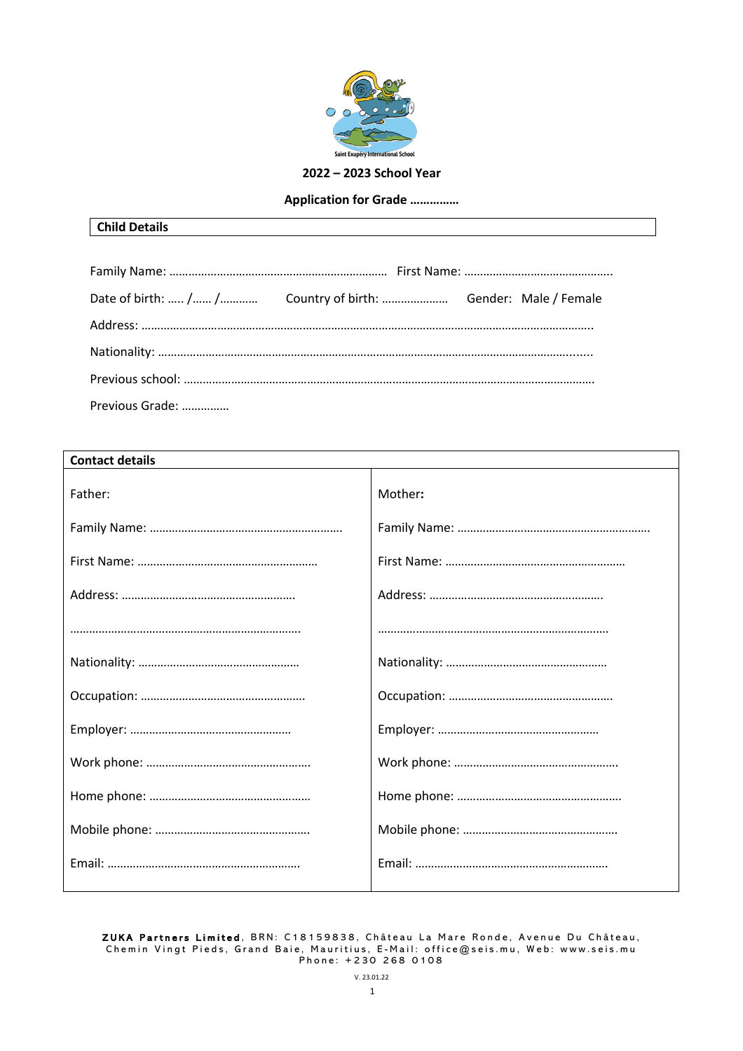Saint Exupery International School

**2022 – 2023 School Year**

**Application for Grade ……………**

**Child Details**

Family Name: …………………………………………………………… First Name: ……………………………………….

Date of birth: ….. /…… /……….. Country of birth: ………………… Gender: Male / Female

Address: …………………………………………………………………………………………………………………………….

Nationality: ……………………………………………………………………………………………………………………......

Previous school: ……………………………………………………………………………………………………………………

Previous Grade: ……………

| Contact details | |
|---|---|
| Father: | Mother: |
| Family Name: …………………………………………………… | Family Name: …………………………………………………… |
| First Name: ………………………………………………… | First Name: ………………………………………………… |
| Address: ……………………………………………… | Address: ……………………………………………… |
| ………………………………………………………………. | ………………………………………………………………. |
| Nationality: …………………………………………… | Nationality: …………………………………………… |
| Occupation: ……………………………………………. | Occupation: ……………………………………………. |
| Employer: …………………………………………… | Employer: …………………………………………… |
| Work phone: ……………………………………………. | Work phone: ……………………………………………. |
| Home phone: …………………………………………… | Home phone: ……………………………………………. |
| Mobile phone: …………………………………………. | Mobile phone: …………………………………………. |
| Email: ……………………………………………………. | Email: ……………………………………………………. |

**ZUKA Partners Limited**, BRN: C18159838, Château La Mare Ronde, Avenue Du Château, Chemin Vingt Pieds, Grand Baie, Mauritius, E-Mail: office@seis.mu, Web: www.seis.mu Phone: +230 268 0108

V. 23.01.22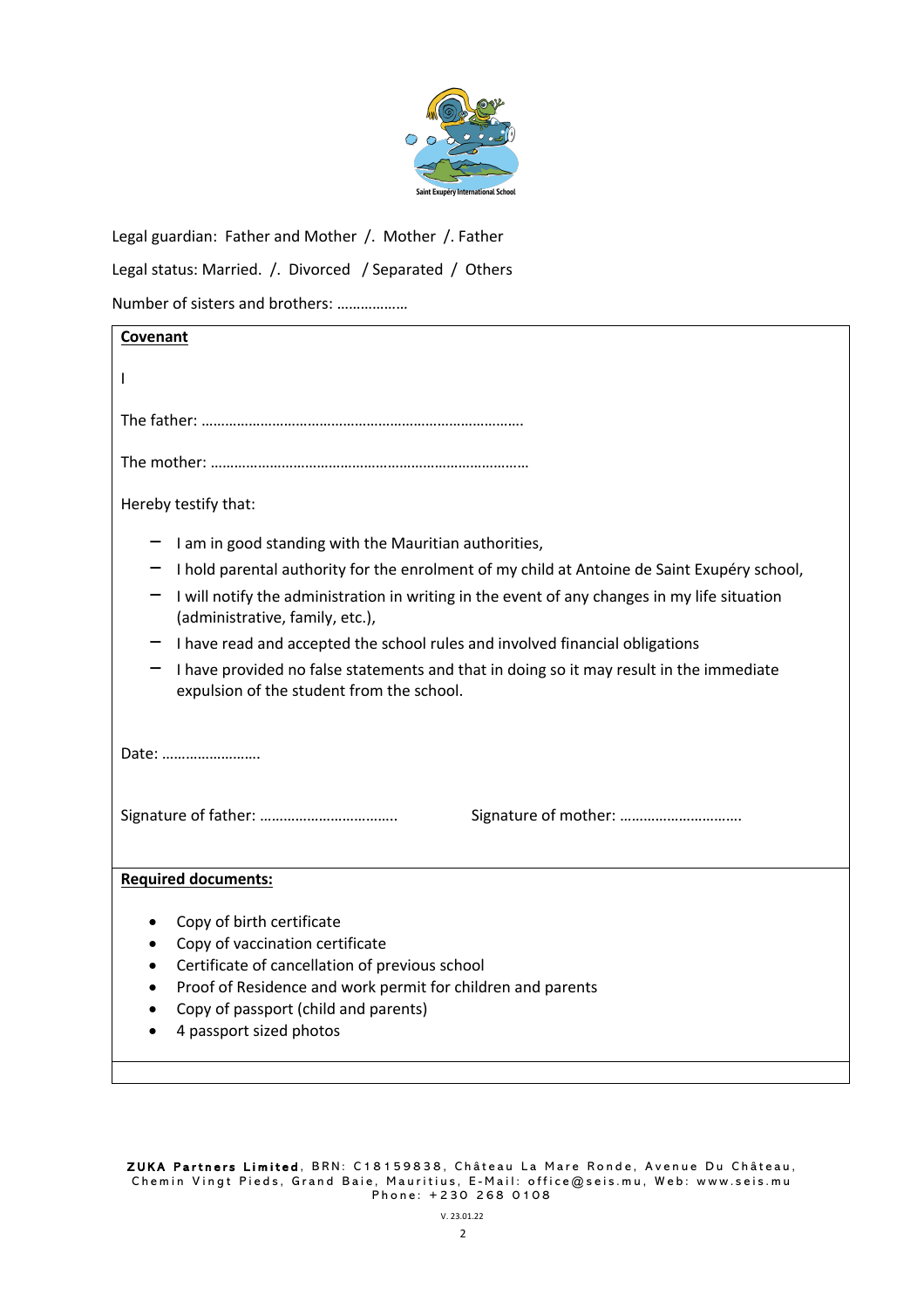Legal guardian: Father and Mother /. Mother /. Father

Legal status: Married. /. Divorced / Separated / Others

Number of sisters and brothers: ………………

**Covenant**

I

The father: ……………………………………………………………………….

The mother: ………………………………………………………………………

Hereby testify that:

- I am in good standing with the Mauritian authorities,
- I hold parental authority for the enrolment of my child at Antoine de Saint Exupéry school,
- I will notify the administration in writing in the event of any changes in my life situation (administrative, family, etc.),
- I have read and accepted the school rules and involved financial obligations
- I have provided no false statements and that in doing so it may result in the immediate expulsion of the student from the school.

Date: …………………….

Signature of father: …………………………….. Signature of mother: ………………………….

**Required documents:**

- Copy of birth certificate
- Copy of vaccination certificate
- Certificate of cancellation of previous school
- Proof of Residence and work permit for children and parents
- Copy of passport (child and parents)
- 4 passport sized photos

**ZUKA Partners Limited**, BRN: C18159838, Château La Mare Ronde, Avenue Du Château, Chemin Vingt Pieds, Grand Baie, Mauritius, E-Mail: office@seis.mu, Web: www.seis.mu Phone: +230 268 0108

V. 23.01.22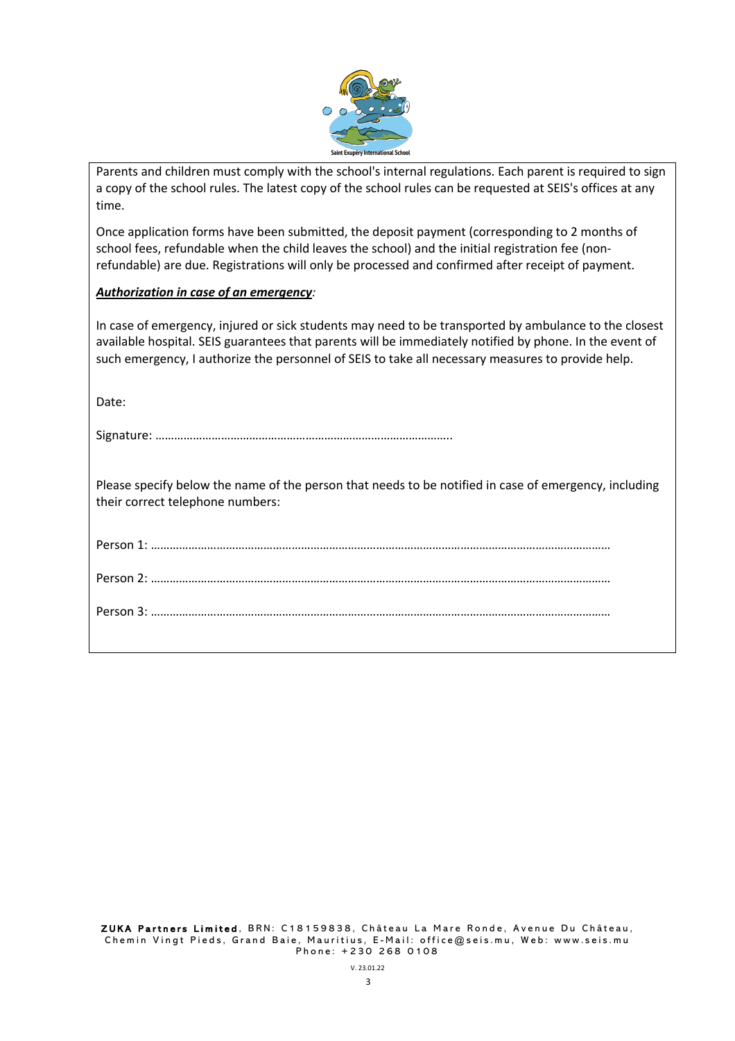Parents and children must comply with the school's internal regulations. Each parent is required to sign a copy of the school rules. The latest copy of the school rules can be requested at SEIS's offices at any time.

Once application forms have been submitted, the deposit payment (corresponding to 2 months of school fees, refundable when the child leaves the school) and the initial registration fee (non-refundable) are due. Registrations will only be processed and confirmed after receipt of payment.

***Authorization in case of an emergency****:*

In case of emergency, injured or sick students may need to be transported by ambulance to the closest available hospital. SEIS guarantees that parents will be immediately notified by phone. In the event of such emergency, I authorize the personnel of SEIS to take all necessary measures to provide help.

Date:

Signature: …………………………………………………………………………………..

Please specify below the name of the person that needs to be notified in case of emergency, including their correct telephone numbers:

Person 1: ……………………………………………………………………………………………………………………………………

Person 2: ……………………………………………………………………………………………………………………………………

Person 3: ……………………………………………………………………………………………………………………………………

**ZUKA Partners Limited**, BRN: C18159838, Château La Mare Ronde, Avenue Du Château, Chemin Vingt Pieds, Grand Baie, Mauritius, E-Mail: office@seis.mu, Web: www.seis.mu Phone: +230 268 0108

V. 23.01.22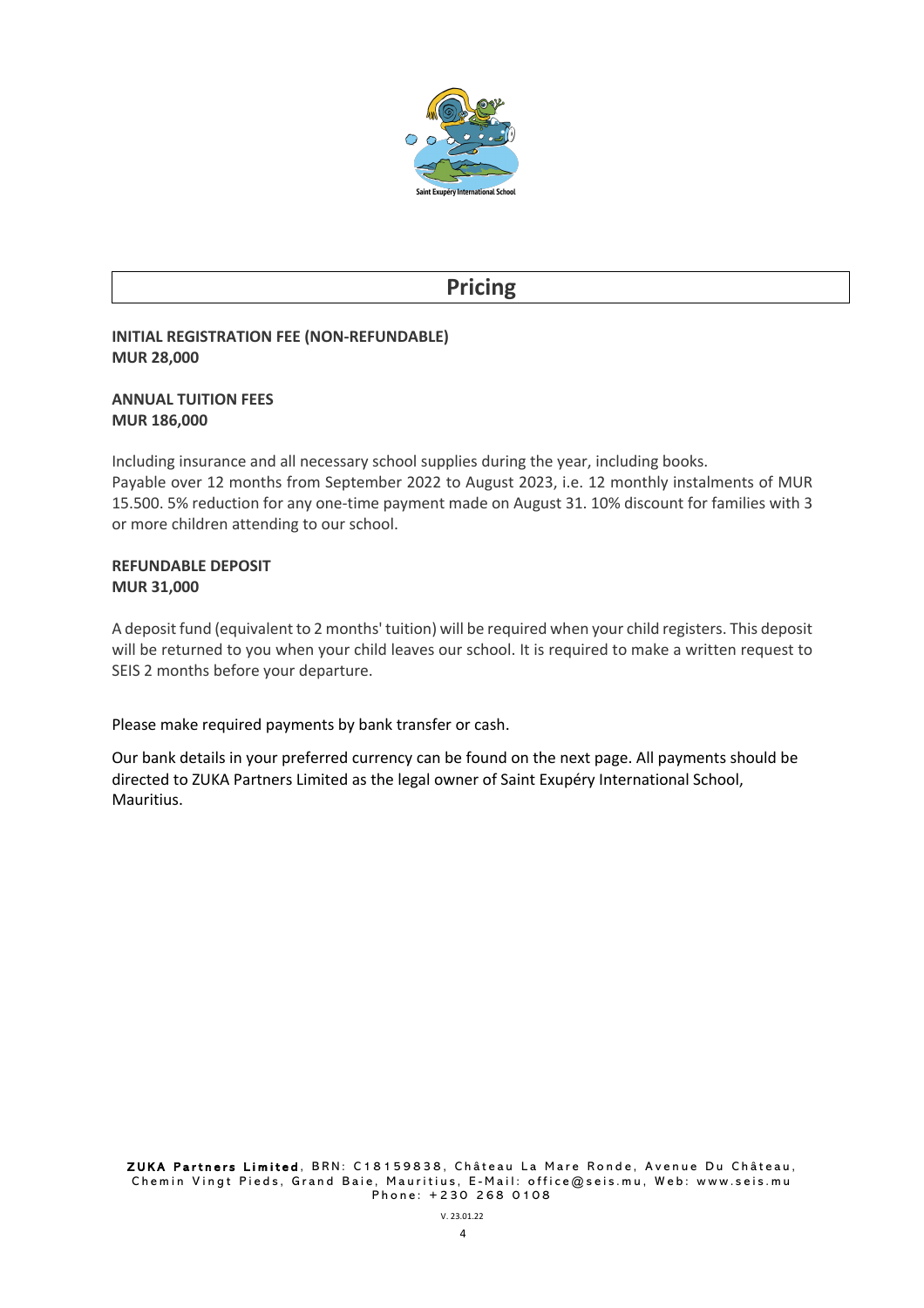# Pricing

**INITIAL REGISTRATION FEE (NON-REFUNDABLE)**
**MUR 28,000**

**ANNUAL TUITION FEES**
**MUR 186,000**

Including insurance and all necessary school supplies during the year, including books.
Payable over 12 months from September 2022 to August 2023, i.e. 12 monthly instalments of MUR 15.500. 5% reduction for any one-time payment made on August 31. 10% discount for families with 3 or more children attending to our school.

**REFUNDABLE DEPOSIT**
**MUR 31,000**

A deposit fund (equivalent to 2 months' tuition) will be required when your child registers. This deposit will be returned to you when your child leaves our school. It is required to make a written request to SEIS 2 months before your departure.

Please make required payments by bank transfer or cash.

Our bank details in your preferred currency can be found on the next page. All payments should be directed to ZUKA Partners Limited as the legal owner of Saint Exupéry International School, Mauritius.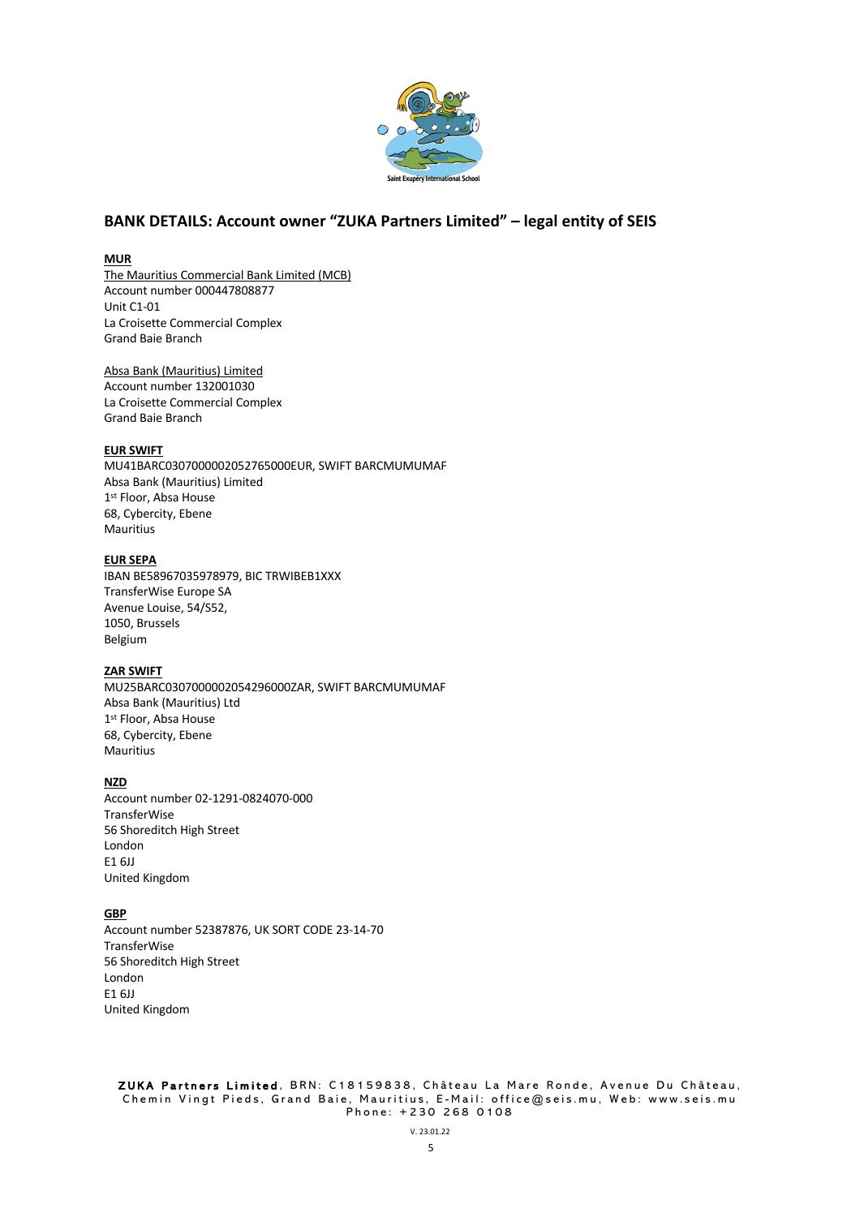## BANK DETAILS: Account owner "ZUKA Partners Limited" – legal entity of SEIS

**MUR**

The Mauritius Commercial Bank Limited (MCB)
Account number 000447808877
Unit C1-01
La Croisette Commercial Complex
Grand Baie Branch

Absa Bank (Mauritius) Limited
Account number 132001030
La Croisette Commercial Complex
Grand Baie Branch

**EUR SWIFT**

MU41BARC0307000002052765000EUR, SWIFT BARCMUMUMAF
Absa Bank (Mauritius) Limited
1st Floor, Absa House
68, Cybercity, Ebene
Mauritius

**EUR SEPA**

IBAN BE58967035978979, BIC TRWIBEB1XXX
TransferWise Europe SA
Avenue Louise, 54/S52,
1050, Brussels
Belgium

**ZAR SWIFT**

MU25BARC0307000002054296000ZAR, SWIFT BARCMUMUMAF
Absa Bank (Mauritius) Ltd
1st Floor, Absa House
68, Cybercity, Ebene
Mauritius

**NZD**

Account number 02-1291-0824070-000
TransferWise
56 Shoreditch High Street
London
E1 6JJ
United Kingdom

**GBP**

Account number 52387876, UK SORT CODE 23-14-70
TransferWise
56 Shoreditch High Street
London
E1 6JJ
United Kingdom

**ZUKA Partners Limited**, BRN: C18159838, Château La Mare Ronde, Avenue Du Château, Chemin Vingt Pieds, Grand Baie, Mauritius, E-Mail: office@seis.mu, Web: www.seis.mu
Phone: +230 268 0108

V. 23.01.22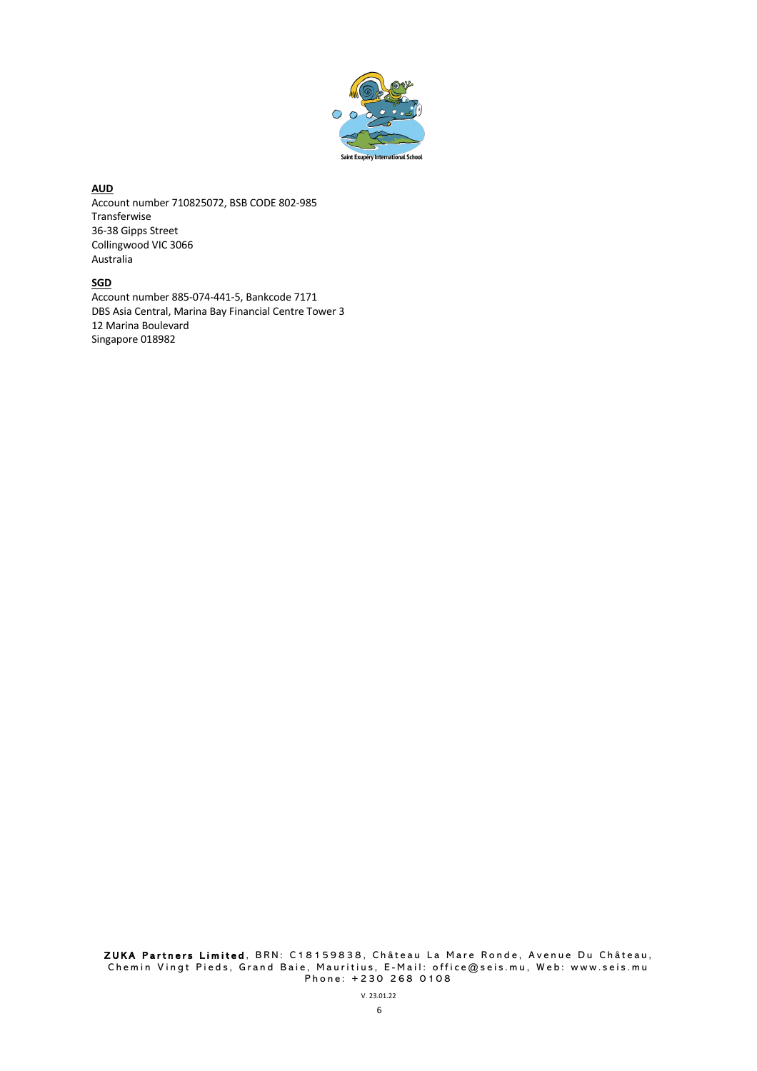**AUD**

Account number 710825072, BSB CODE 802-985
Transferwise
36-38 Gipps Street
Collingwood VIC 3066
Australia

**SGD**

Account number 885-074-441-5, Bankcode 7171
DBS Asia Central, Marina Bay Financial Centre Tower 3
12 Marina Boulevard
Singapore 018982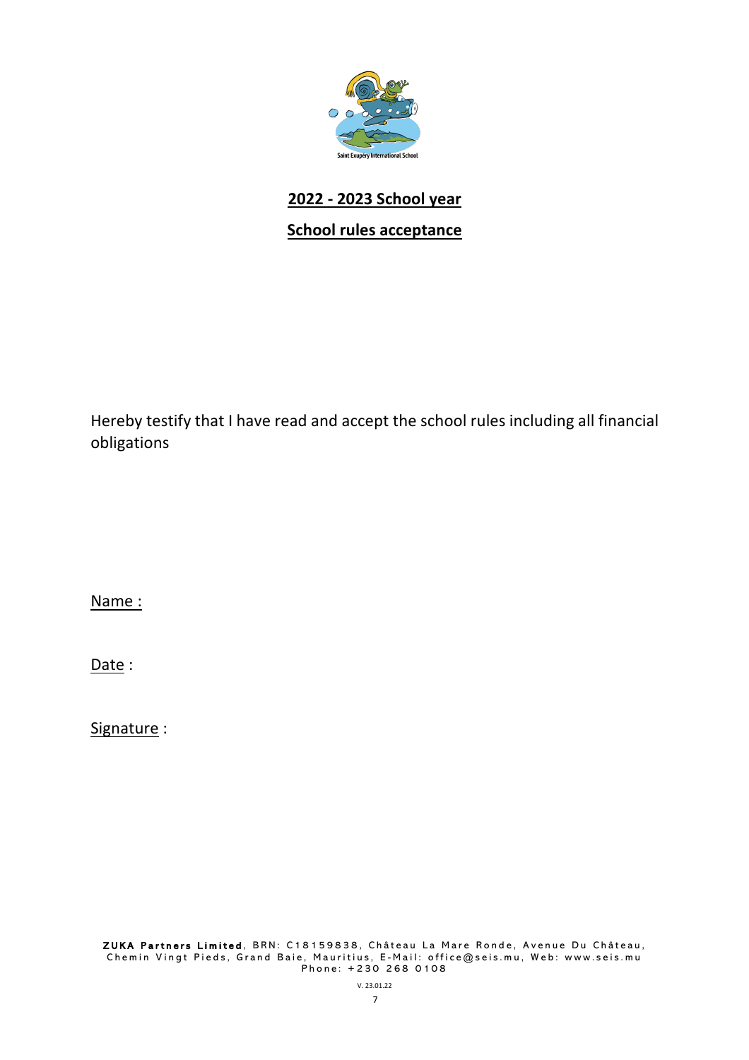## 2022 - 2023 School year

## School rules acceptance

Hereby testify that I have read and accept the school rules including all financial obligations

Name :

Date :

Signature :

**ZUKA Partners Limited**, BRN: C18159838, Château La Mare Ronde, Avenue Du Château, Chemin Vingt Pieds, Grand Baie, Mauritius, E-Mail: office@seis.mu, Web: www.seis.mu Phone: +230 268 0108

V. 23.01.22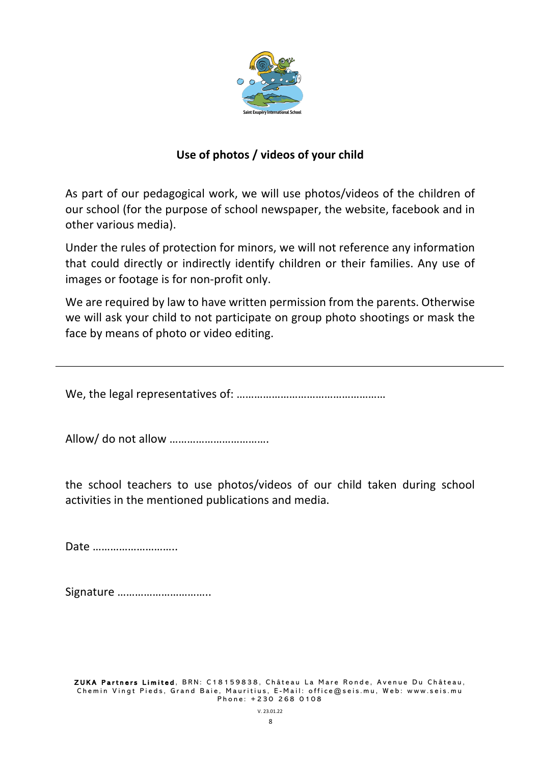Saint Exupery International School

## Use of photos / videos of your child

As part of our pedagogical work, we will use photos/videos of the children of our school (for the purpose of school newspaper, the website, facebook and in other various media).

Under the rules of protection for minors, we will not reference any information that could directly or indirectly identify children or their families. Any use of images or footage is for non-profit only.

We are required by law to have written permission from the parents. Otherwise we will ask your child to not participate on group photo shootings or mask the face by means of photo or video editing.

---

We, the legal representatives of: …………………………………………

Allow/ do not allow …………………………….

the school teachers to use photos/videos of our child taken during school activities in the mentioned publications and media.

Date ………………………..

Signature …………………………..

**ZUKA Partners Limited**, BRN: C18159838, Château La Mare Ronde, Avenue Du Château, Chemin Vingt Pieds, Grand Baie, Mauritius, E-Mail: office@seis.mu, Web: www.seis.mu Phone: +230 268 0108

V. 23.01.22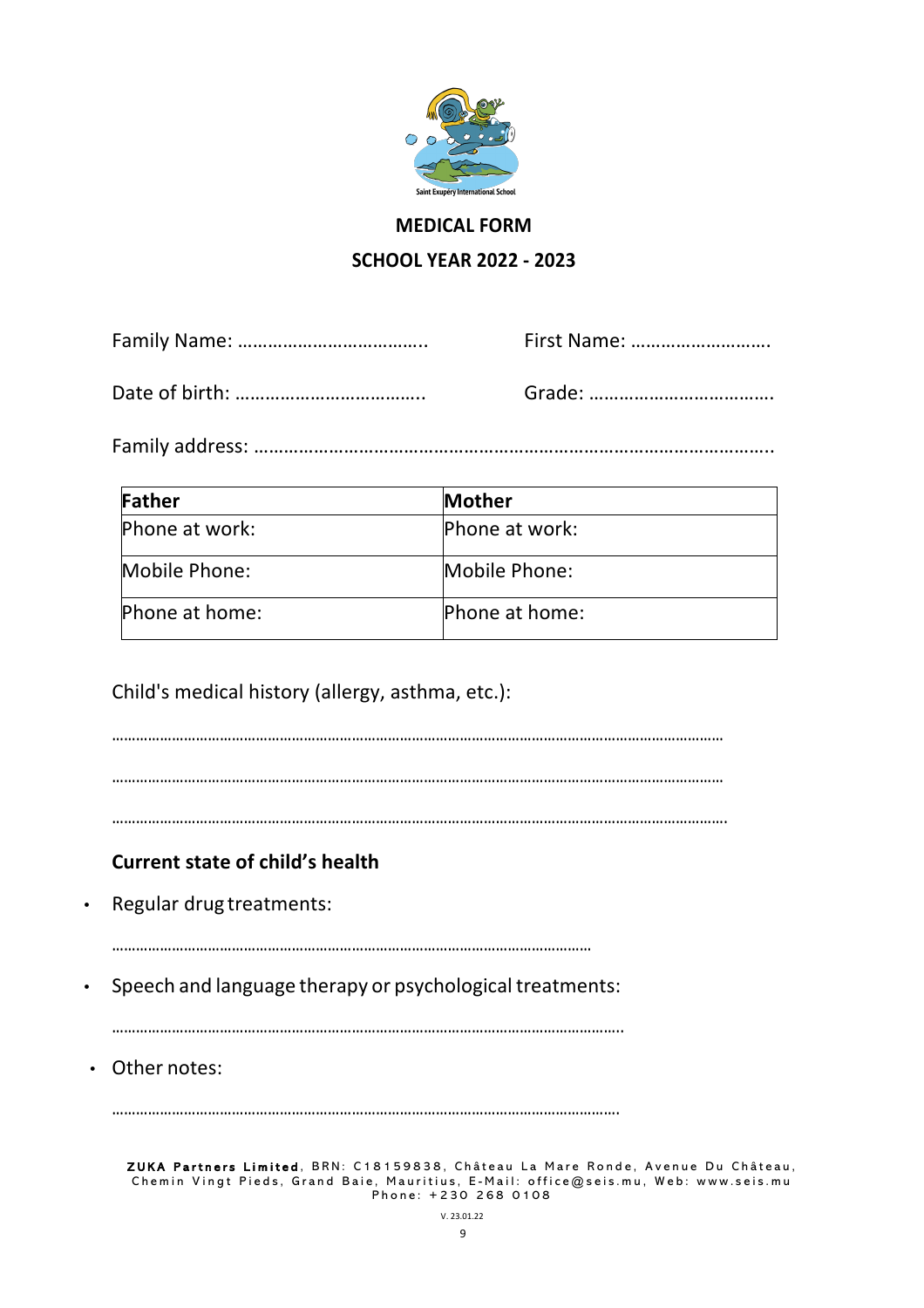Saint Exupery International School

# MEDICAL FORM

## SCHOOL YEAR 2022 - 2023

Family Name: ……………………………….. First Name: ……………………….

Date of birth: ……………………………….. Grade: ……………………………….

Family address: ………………………………………………………………………………………..

| Father | Mother |
|---|---|
| Phone at work: | Phone at work: |
| Mobile Phone: | Mobile Phone: |
| Phone at home: | Phone at home: |

Child's medical history (allergy, asthma, etc.):

……………………………………………………………………………………………………………………………

……………………………………………………………………………………………………………………………

……………………………………………………………………………………………………………………………

**Current state of child's health**

- Regular drug treatments:

  …………………………………………………………………………………………………

- Speech and language therapy or psychological treatments:

  ………………………………………………………………………………………………………

- Other notes:

  ………………………………………………………………………………………………………

**ZUKA Partners Limited**, BRN: C18159838, Château La Mare Ronde, Avenue Du Château, Chemin Vingt Pieds, Grand Baie, Mauritius, E-Mail: office@seis.mu, Web: www.seis.mu Phone: +230 268 0108

V. 23.01.22